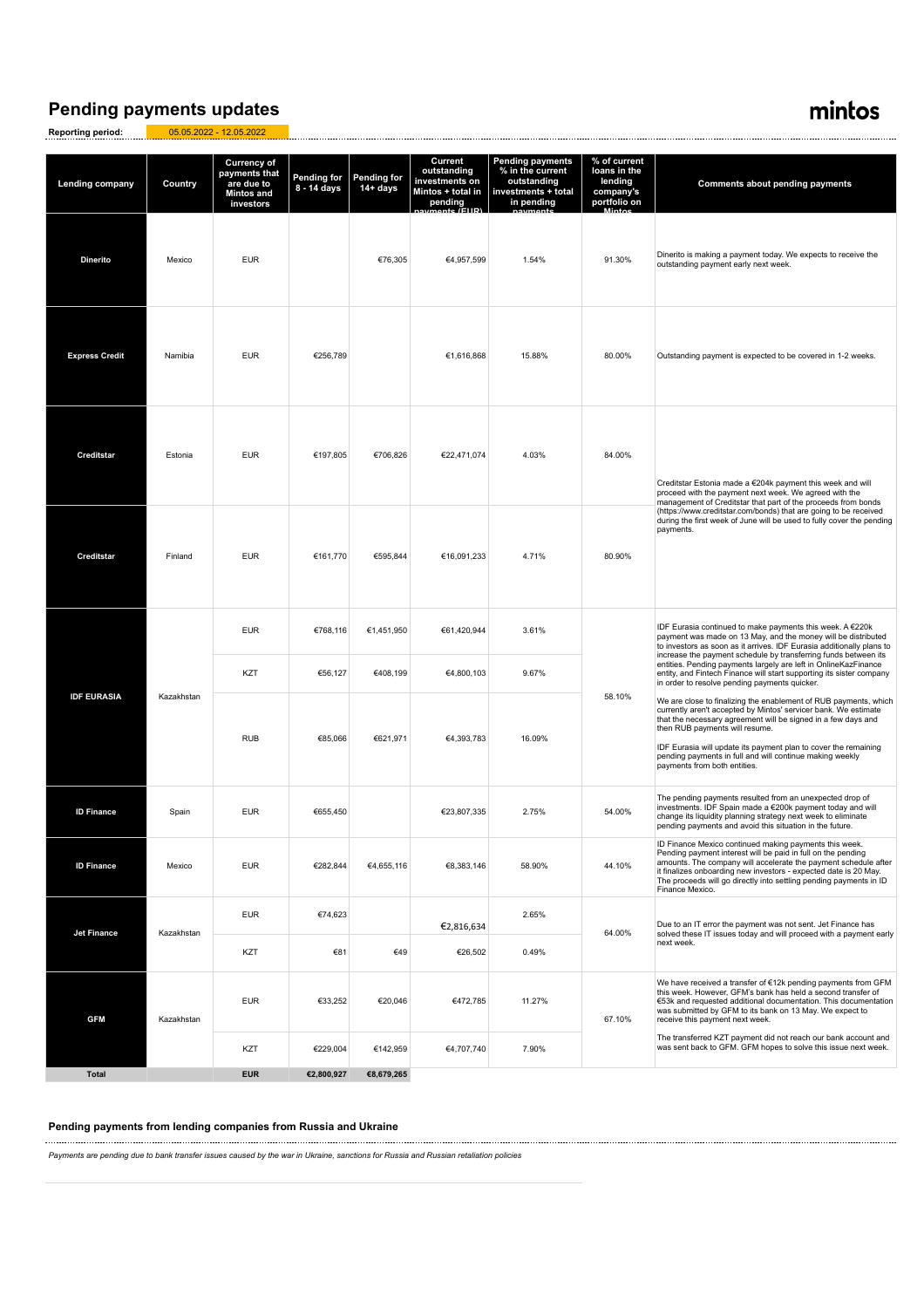# Pending payments updates

**mintos**

**Reporting period:** 05.05.2022 - 12.05.2022

| Lending company | Country | Currency of payments that are due to Mintos and investors | Pending for 8 - 14 days | Pending for 14+ days | Current outstanding investments on Mintos + total in pending payments (EUR) | Pending payments % in the current outstanding investments + total in pending payments | % of current loans in the lending company's portfolio on Mintos | Comments about pending payments |
|---|---|---|---|---|---|---|---|---|
| **Dinerito** | Mexico | EUR | | €76,305 | €4,957,599 | 1.54% | 91.30% | Dinerito is making a payment today. We expects to receive the outstanding payment early next week. |
| **Express Credit** | Namibia | EUR | €256,789 | | €1,616,868 | 15.88% | 80.00% | Outstanding payment is expected to be covered in 1-2 weeks. |
| **Creditstar** | Estonia | EUR | €197,805 | €706,826 | €22,471,074 | 4.03% | 84.00% | Creditstar Estonia made a €204k payment this week and will proceed with the payment next week. We agreed with the management of Creditstar that part of the proceeds from bonds (https://www.creditstar.com/bonds) that are going to be received during the first week of June will be used to fully cover the pending payments. |
| **Creditstar** | Finland | EUR | €161,770 | €595,844 | €16,091,233 | 4.71% | 80.90% | |
| **IDF EURASIA** | Kazakhstan | EUR | €768,116 | €1,451,950 | €61,420,944 | 3.61% | 58.10% | IDF Eurasia continued to make payments this week. A €220k payment was made on 13 May, and the money will be distributed to investors as soon as it arrives. IDF Eurasia additionally plans to increase the payment schedule by transferring funds between its entities. Pending payments largely are left in OnlineKazFinance entity, and Fintech Finance will start supporting its sister company in order to resolve pending payments quicker. We are close to finalizing the enablement of RUB payments, which currently aren't accepted by Mintos' servicer bank. We estimate that the necessary agreement will be signed in a few days and then RUB payments will resume. IDF Eurasia will update its payment plan to cover the remaining pending payments in full and will continue making weekly payments from both entities. |
| | | KZT | €56,127 | €408,199 | €4,800,103 | 9.67% | | |
| | | RUB | €85,066 | €621,971 | €4,393,783 | 16.09% | | |
| **ID Finance** | Spain | EUR | €655,450 | | €23,807,335 | 2.75% | 54.00% | The pending payments resulted from an unexpected drop of investments. IDF Spain made a €200k payment today and will change its liquidity planning strategy next week to eliminate pending payments and avoid this situation in the future. |
| **ID Finance** | Mexico | EUR | €282,844 | €4,655,116 | €8,383,146 | 58.90% | 44.10% | ID Finance Mexico continued making payments this week. Pending payment interest will be paid in full on the pending amounts. The company will accelerate the payment schedule after it finalizes onboarding new investors - expected date is 20 May. The proceeds will go directly into settling pending payments in ID Finance Mexico. |
| **Jet Finance** | Kazakhstan | EUR | €74,623 | | €2,816,634 | 2.65% | 64.00% | Due to an IT error the payment was not sent. Jet Finance has solved these IT issues today and will proceed with a payment early next week. |
| | | KZT | €81 | €49 | €26,502 | 0.49% | | |
| **GFM** | Kazakhstan | EUR | €33,252 | €20,046 | €472,785 | 11.27% | 67.10% | We have received a transfer of €12k pending payments from GFM this week. However, GFM's bank has held a second transfer of €53k and requested additional documentation. This documentation was submitted by GFM to its bank on 13 May. We expect to receive this payment next week. |
| | | KZT | €229,004 | €142,959 | €4,707,740 | 7.90% | | The transferred KZT payment did not reach our bank account and was sent back to GFM. GFM hopes to solve this issue next week. |
| **Total** | | **EUR** | **€2,800,927** | **€8,679,265** | | | | |

**Pending payments from lending companies from Russia and Ukraine**

*Payments are pending due to bank transfer issues caused by the war in Ukraine, sanctions for Russia and Russian retaliation policies*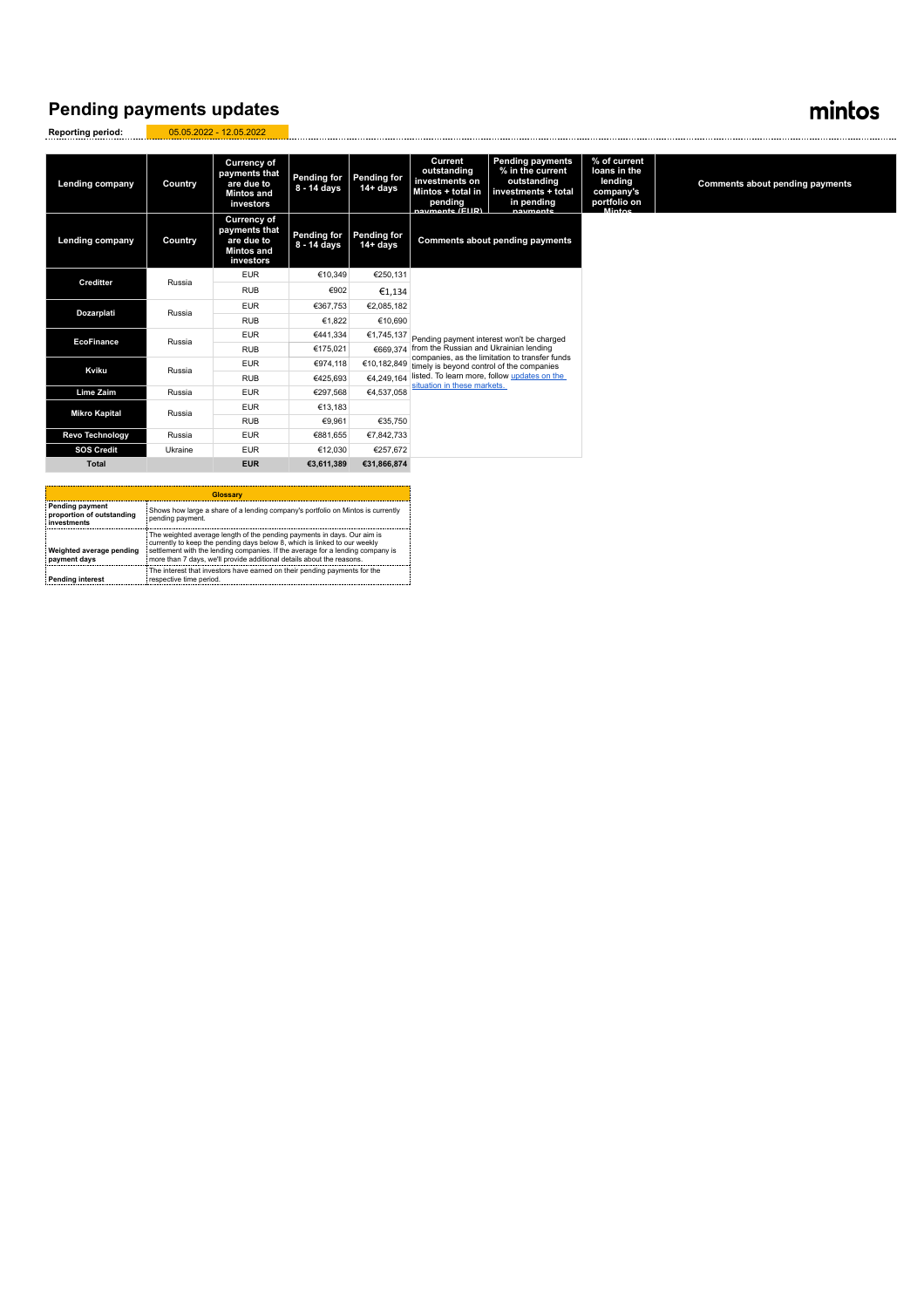# Pending payments updates

**Reporting period:** 05.05.2022 - 12.05.2022

| Lending company | Country | Currency of payments that are due to Mintos and investors | Pending for 8 - 14 days | Pending for 14+ days | Current outstanding investments on Mintos + total in pending payments (EUR) | Pending payments % in the current outstanding investments + total in pending payments | % of current loans in the lending company's portfolio on Mintos | Comments about pending payments |
|---|---|---|---|---|---|---|---|---|

| Lending company | Country | Currency of payments that are due to Mintos and investors | Pending for 8 - 14 days | Pending for 14+ days | Comments about pending payments |
|---|---|---|---|---|---|
| Crediter | Russia | EUR | €10,349 | €250,131 | Pending payment interest won't be charged from the Russian and Ukrainian lending companies, as the limitation to transfer funds timely is beyond control of the companies listed. To learn more, follow [updates on the situation in these markets.]() |
| | | RUB | €902 | €1,134 | |
| Dozarplati | Russia | EUR | €367,753 | €2,085,182 | |
| | | RUB | €1,822 | €10,690 | |
| EcoFinance | Russia | EUR | €441,334 | €1,745,137 | |
| | | RUB | €175,021 | €669,374 | |
| Kviku | Russia | EUR | €974,118 | €10,182,849 | |
| | | RUB | €425,693 | €4,249,164 | |
| Lime Zaim | Russia | EUR | €297,568 | €4,537,058 | |
| Mikro Kapital | Russia | EUR | €13,183 | | |
| | | RUB | €9,961 | €35,750 | |
| Revo Technology | Russia | EUR | €881,655 | €7,842,733 | |
| SOS Credit | Ukraine | EUR | €12,030 | €257,672 | |
| **Total** | | **EUR** | **€3,611,389** | **€31,866,874** | |

| Glossary | |
|---|---|
| **Pending payment proportion of outstanding investments** | Shows how large a share of a lending company's portfolio on Mintos is currently pending payment. |
| **Weighted average pending payment days** | The weighted average length of the pending payments in days. Our aim is currently to keep the pending days below 8, which is linked to our weekly settlement with the lending companies. If the average for a lending company is more than 7 days, we'll provide additional details about the reasons. |
| **Pending interest** | The interest that investors have earned on their pending payments for the respective time period. |